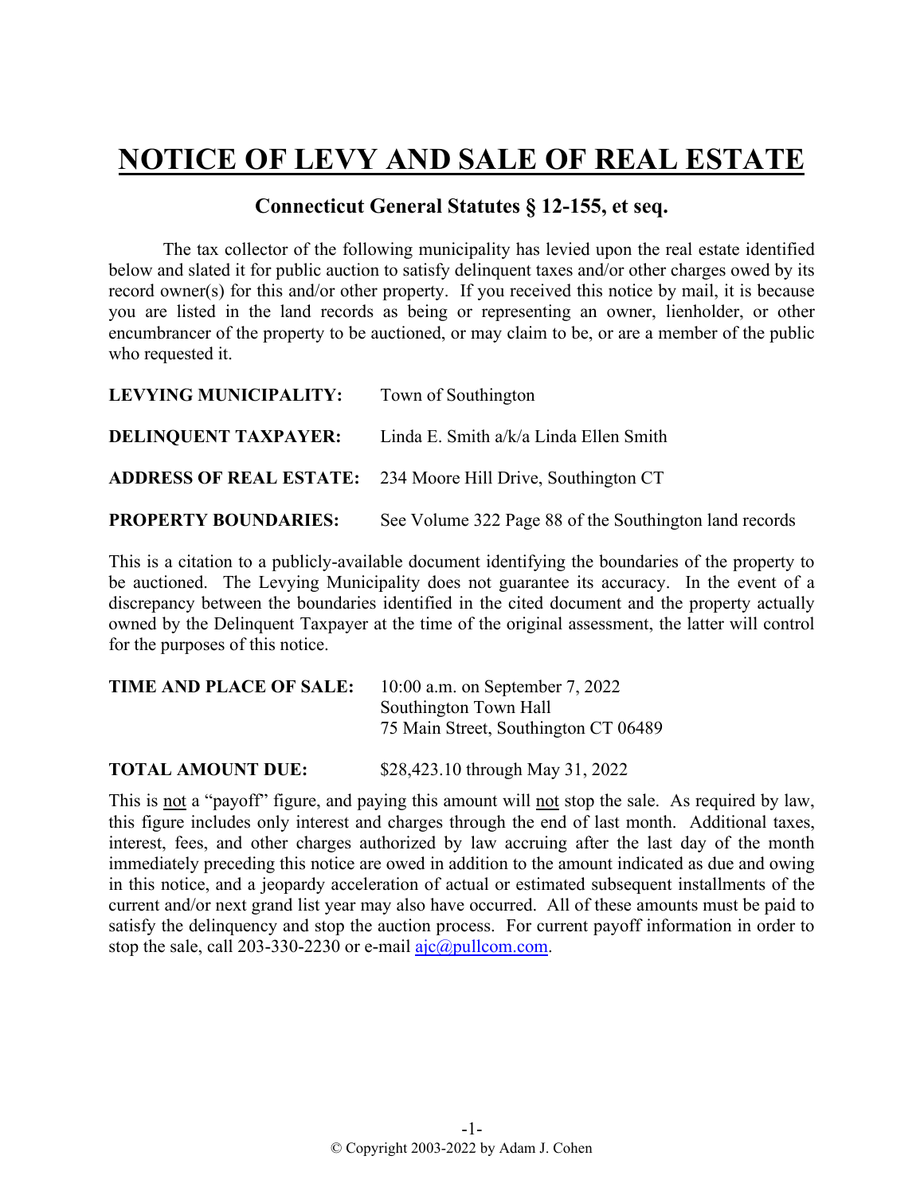# NOTICE OF LEVY AND SALE OF REAL ESTATE

## Connecticut General Statutes § 12-155, et seq.

The tax collector of the following municipality has levied upon the real estate identified below and slated it for public auction to satisfy delinquent taxes and/or other charges owed by its record owner(s) for this and/or other property. If you received this notice by mail, it is because you are listed in the land records as being or representing an owner, lienholder, or other encumbrancer of the property to be auctioned, or may claim to be, or are a member of the public who requested it.

**LEVYING MUNICIPALITY:** Town of Southington

**DELINQUENT TAXPAYER:** Linda E. Smith a/k/a Linda Ellen Smith

**ADDRESS OF REAL ESTATE:** 234 Moore Hill Drive, Southington CT

**PROPERTY BOUNDARIES:** See Volume 322 Page 88 of the Southington land records

This is a citation to a publicly-available document identifying the boundaries of the property to be auctioned. The Levying Municipality does not guarantee its accuracy. In the event of a discrepancy between the boundaries identified in the cited document and the property actually owned by the Delinquent Taxpayer at the time of the original assessment, the latter will control for the purposes of this notice.

**TIME AND PLACE OF SALE:** 10:00 a.m. on September 7, 2022
Southington Town Hall
75 Main Street, Southington CT 06489

**TOTAL AMOUNT DUE:** $28,423.10 through May 31, 2022

This is not a "payoff" figure, and paying this amount will not stop the sale. As required by law, this figure includes only interest and charges through the end of last month. Additional taxes, interest, fees, and other charges authorized by law accruing after the last day of the month immediately preceding this notice are owed in addition to the amount indicated as due and owing in this notice, and a jeopardy acceleration of actual or estimated subsequent installments of the current and/or next grand list year may also have occurred. All of these amounts must be paid to satisfy the delinquency and stop the auction process. For current payoff information in order to stop the sale, call 203-330-2230 or e-mail ajc@pullcom.com.

© Copyright 2003-2022 by Adam J. Cohen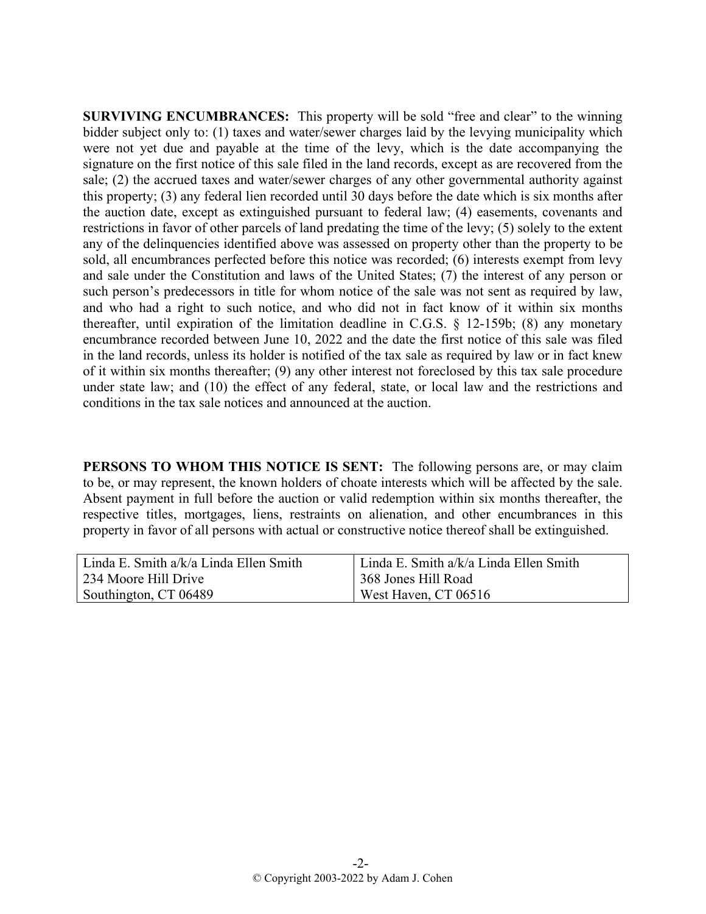**SURVIVING ENCUMBRANCES:** This property will be sold "free and clear" to the winning bidder subject only to: (1) taxes and water/sewer charges laid by the levying municipality which were not yet due and payable at the time of the levy, which is the date accompanying the signature on the first notice of this sale filed in the land records, except as are recovered from the sale; (2) the accrued taxes and water/sewer charges of any other governmental authority against this property; (3) any federal lien recorded until 30 days before the date which is six months after the auction date, except as extinguished pursuant to federal law; (4) easements, covenants and restrictions in favor of other parcels of land predating the time of the levy; (5) solely to the extent any of the delinquencies identified above was assessed on property other than the property to be sold, all encumbrances perfected before this notice was recorded; (6) interests exempt from levy and sale under the Constitution and laws of the United States; (7) the interest of any person or such person's predecessors in title for whom notice of the sale was not sent as required by law, and who had a right to such notice, and who did not in fact know of it within six months thereafter, until expiration of the limitation deadline in C.G.S. § 12-159b; (8) any monetary encumbrance recorded between June 10, 2022 and the date the first notice of this sale was filed in the land records, unless its holder is notified of the tax sale as required by law or in fact knew of it within six months thereafter; (9) any other interest not foreclosed by this tax sale procedure under state law; and (10) the effect of any federal, state, or local law and the restrictions and conditions in the tax sale notices and announced at the auction.

**PERSONS TO WHOM THIS NOTICE IS SENT:** The following persons are, or may claim to be, or may represent, the known holders of choate interests which will be affected by the sale. Absent payment in full before the auction or valid redemption within six months thereafter, the respective titles, mortgages, liens, restraints on alienation, and other encumbrances in this property in favor of all persons with actual or constructive notice thereof shall be extinguished.

| | |
|---|---|
| Linda E. Smith a/k/a Linda Ellen Smith<br>234 Moore Hill Drive<br>Southington, CT 06489 | Linda E. Smith a/k/a Linda Ellen Smith<br>368 Jones Hill Road<br>West Haven, CT 06516 |

© Copyright 2003-2022 by Adam J. Cohen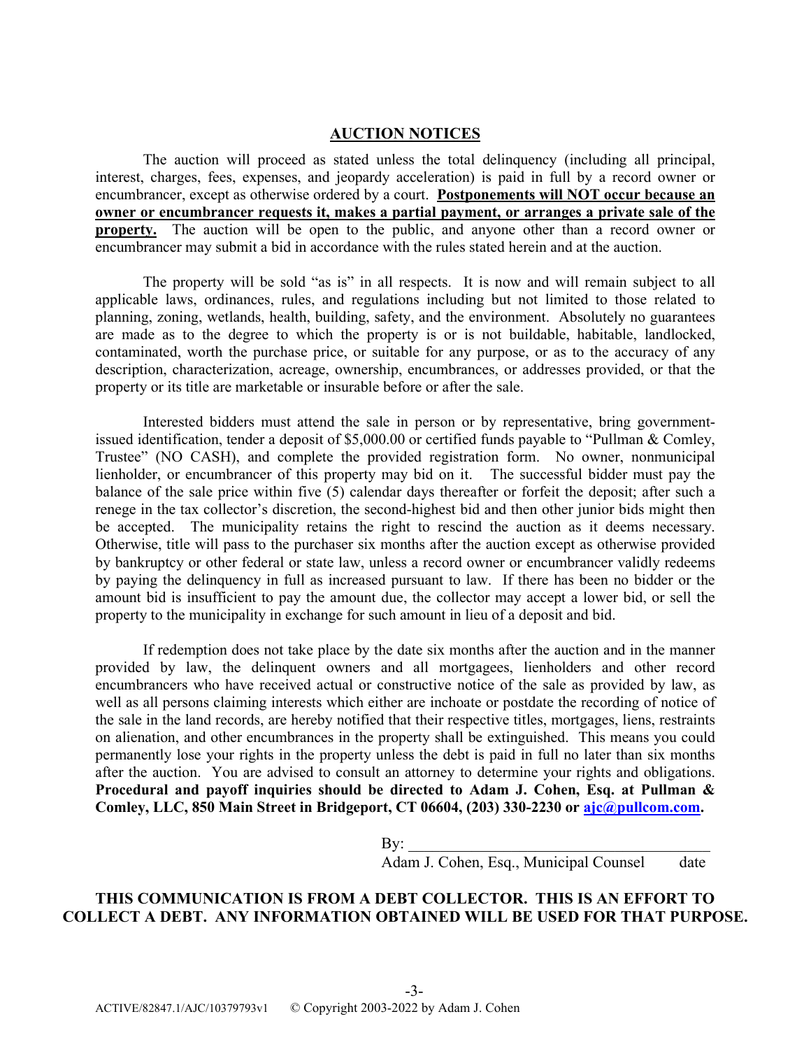## AUCTION NOTICES

The auction will proceed as stated unless the total delinquency (including all principal, interest, charges, fees, expenses, and jeopardy acceleration) is paid in full by a record owner or encumbrancer, except as otherwise ordered by a court. **Postponements will NOT occur because an owner or encumbrancer requests it, makes a partial payment, or arranges a private sale of the property.** The auction will be open to the public, and anyone other than a record owner or encumbrancer may submit a bid in accordance with the rules stated herein and at the auction.

The property will be sold "as is" in all respects. It is now and will remain subject to all applicable laws, ordinances, rules, and regulations including but not limited to those related to planning, zoning, wetlands, health, building, safety, and the environment. Absolutely no guarantees are made as to the degree to which the property is or is not buildable, habitable, landlocked, contaminated, worth the purchase price, or suitable for any purpose, or as to the accuracy of any description, characterization, acreage, ownership, encumbrances, or addresses provided, or that the property or its title are marketable or insurable before or after the sale.

Interested bidders must attend the sale in person or by representative, bring government-issued identification, tender a deposit of $5,000.00 or certified funds payable to "Pullman & Comley, Trustee" (NO CASH), and complete the provided registration form. No owner, nonmunicipal lienholder, or encumbrancer of this property may bid on it. The successful bidder must pay the balance of the sale price within five (5) calendar days thereafter or forfeit the deposit; after such a renege in the tax collector's discretion, the second-highest bid and then other junior bids might then be accepted. The municipality retains the right to rescind the auction as it deems necessary. Otherwise, title will pass to the purchaser six months after the auction except as otherwise provided by bankruptcy or other federal or state law, unless a record owner or encumbrancer validly redeems by paying the delinquency in full as increased pursuant to law. If there has been no bidder or the amount bid is insufficient to pay the amount due, the collector may accept a lower bid, or sell the property to the municipality in exchange for such amount in lieu of a deposit and bid.

If redemption does not take place by the date six months after the auction and in the manner provided by law, the delinquent owners and all mortgagees, lienholders and other record encumbrancers who have received actual or constructive notice of the sale as provided by law, as well as all persons claiming interests which either are inchoate or postdate the recording of notice of the sale in the land records, are hereby notified that their respective titles, mortgages, liens, restraints on alienation, and other encumbrances in the property shall be extinguished. This means you could permanently lose your rights in the property unless the debt is paid in full no later than six months after the auction. You are advised to consult an attorney to determine your rights and obligations. **Procedural and payoff inquiries should be directed to Adam J. Cohen, Esq. at Pullman & Comley, LLC, 850 Main Street in Bridgeport, CT 06604, (203) 330-2230 or ajc@pullcom.com.**

By: ______________________________________
Adam J. Cohen, Esq., Municipal Counsel date

**THIS COMMUNICATION IS FROM A DEBT COLLECTOR. THIS IS AN EFFORT TO COLLECT A DEBT. ANY INFORMATION OBTAINED WILL BE USED FOR THAT PURPOSE.**

ACTIVE/82847.1/AJC/10379793v1 © Copyright 2003-2022 by Adam J. Cohen